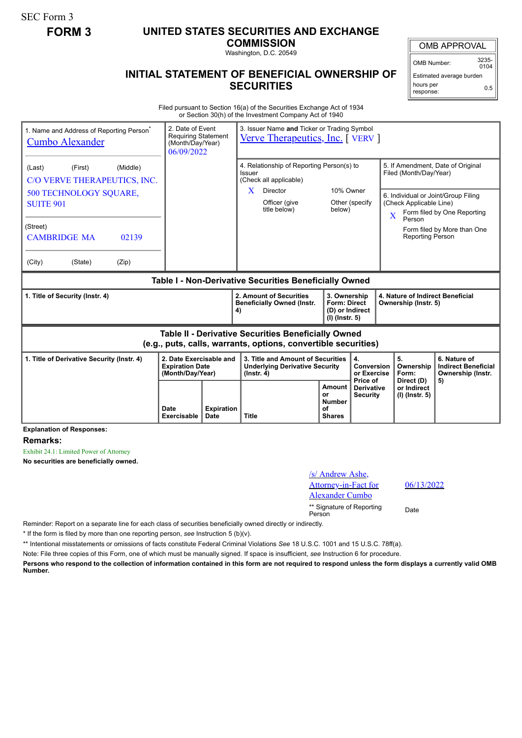SEC Form 3

**FORM 3**

# UNITED STATES SECURITIES AND EXCHANGE COMMISSION

Washington, D.C. 20549

## INITIAL STATEMENT OF BENEFICIAL OWNERSHIP OF SECURITIES

| OMB APPROVAL | |
|---|---|
| OMB Number: | 3235-0104 |
| Estimated average burden hours per response: | 0.5 |

Filed pursuant to Section 16(a) of the Securities Exchange Act of 1934 or Section 30(h) of the Investment Company Act of 1940

| 1. Name and Address of Reporting Person* | 2. Date of Event Requiring Statement (Month/Day/Year) | 3. Issuer Name and Ticker or Trading Symbol |
|---|---|---|
| Cumbo Alexander | 06/09/2022 | Verve Therapeutics, Inc. [ VERV ] |
| (Last) (First) (Middle) C/O VERVE THERAPEUTICS, INC. 500 TECHNOLOGY SQUARE, SUITE 901 | | 4. Relationship of Reporting Person(s) to Issuer (Check all applicable) X Director; 10% Owner; Officer (give title below); Other (specify below) |
| (Street) CAMBRIDGE MA 02139 | | 5. If Amendment, Date of Original Filed (Month/Day/Year) |
| (City) (State) (Zip) | | 6. Individual or Joint/Group Filing (Check Applicable Line) X Form filed by One Reporting Person; Form filed by More than One Reporting Person |

### Table I - Non-Derivative Securities Beneficially Owned

| 1. Title of Security (Instr. 4) | 2. Amount of Securities Beneficially Owned (Instr. 4) | 3. Ownership Form: Direct (D) or Indirect (I) (Instr. 5) | 4. Nature of Indirect Beneficial Ownership (Instr. 5) |
|---|---|---|---|

### Table II - Derivative Securities Beneficially Owned (e.g., puts, calls, warrants, options, convertible securities)

| 1. Title of Derivative Security (Instr. 4) | 2. Date Exercisable and Expiration Date (Month/Day/Year) | | 3. Title and Amount of Securities Underlying Derivative Security (Instr. 4) | | 4. Conversion or Exercise Price of Derivative Security | 5. Ownership Form: Direct (D) or Indirect (I) (Instr. 5) | 6. Nature of Indirect Beneficial Ownership (Instr. 5) |
|---|---|---|---|---|---|---|---|
| | Date Exercisable | Expiration Date | Title | Amount or Number of Shares | | | |

**Explanation of Responses:**

**Remarks:**

Exhibit 24.1: Limited Power of Attorney

**No securities are beneficially owned.**

| /s/ Andrew Ashe, Attorney-in-Fact for Alexander Cumbo | 06/13/2022 |
|---|---|
| ** Signature of Reporting Person | Date |

Reminder: Report on a separate line for each class of securities beneficially owned directly or indirectly.

\* If the form is filed by more than one reporting person, *see* Instruction 5 (b)(v).

** Intentional misstatements or omissions of facts constitute Federal Criminal Violations *See* 18 U.S.C. 1001 and 15 U.S.C. 78ff(a).

Note: File three copies of this Form, one of which must be manually signed. If space is insufficient, *see* Instruction 6 for procedure.

**Persons who respond to the collection of information contained in this form are not required to respond unless the form displays a currently valid OMB Number.**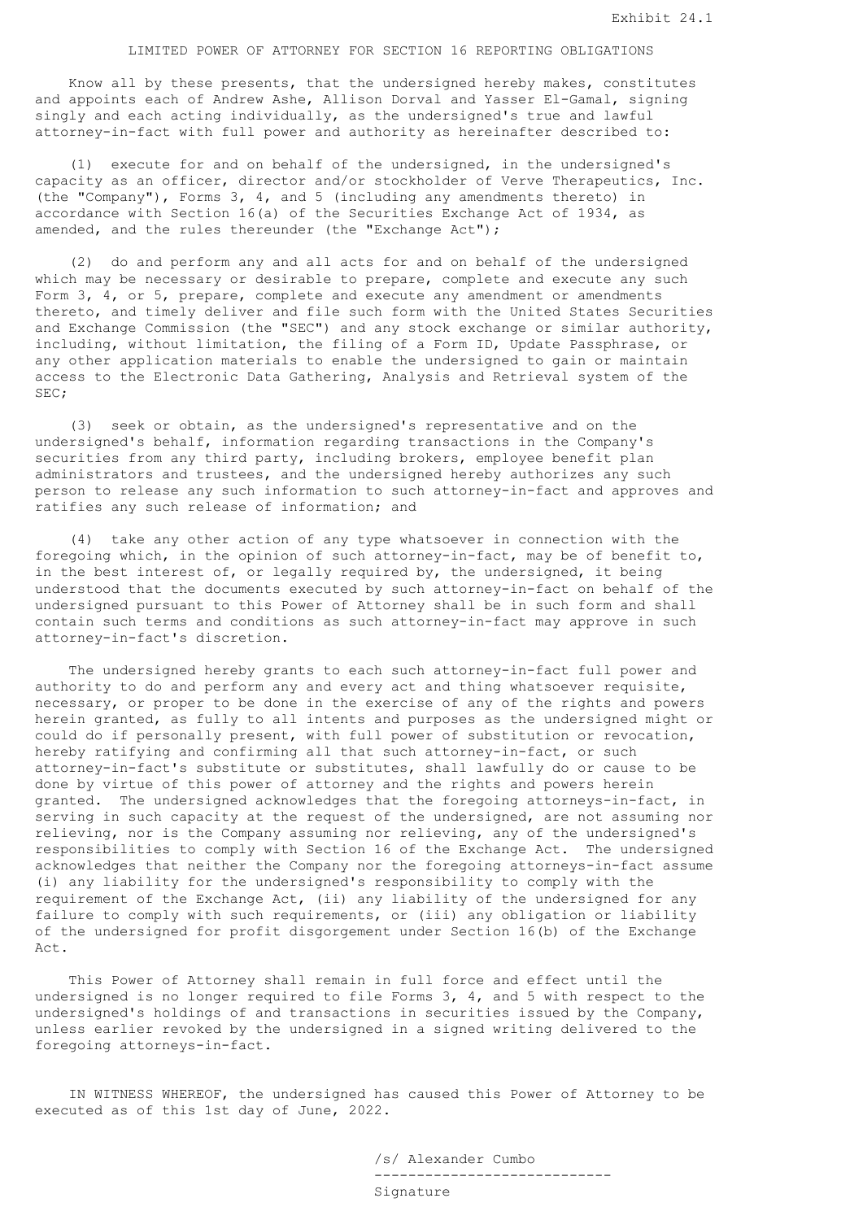Exhibit 24.1

# LIMITED POWER OF ATTORNEY FOR SECTION 16 REPORTING OBLIGATIONS

Know all by these presents, that the undersigned hereby makes, constitutes and appoints each of Andrew Ashe, Allison Dorval and Yasser El-Gamal, signing singly and each acting individually, as the undersigned's true and lawful attorney-in-fact with full power and authority as hereinafter described to:

(1) execute for and on behalf of the undersigned, in the undersigned's capacity as an officer, director and/or stockholder of Verve Therapeutics, Inc. (the "Company"), Forms 3, 4, and 5 (including any amendments thereto) in accordance with Section 16(a) of the Securities Exchange Act of 1934, as amended, and the rules thereunder (the "Exchange Act");

(2) do and perform any and all acts for and on behalf of the undersigned which may be necessary or desirable to prepare, complete and execute any such Form 3, 4, or 5, prepare, complete and execute any amendment or amendments thereto, and timely deliver and file such form with the United States Securities and Exchange Commission (the "SEC") and any stock exchange or similar authority, including, without limitation, the filing of a Form ID, Update Passphrase, or any other application materials to enable the undersigned to gain or maintain access to the Electronic Data Gathering, Analysis and Retrieval system of the SEC;

(3) seek or obtain, as the undersigned's representative and on the undersigned's behalf, information regarding transactions in the Company's securities from any third party, including brokers, employee benefit plan administrators and trustees, and the undersigned hereby authorizes any such person to release any such information to such attorney-in-fact and approves and ratifies any such release of information; and

(4) take any other action of any type whatsoever in connection with the foregoing which, in the opinion of such attorney-in-fact, may be of benefit to, in the best interest of, or legally required by, the undersigned, it being understood that the documents executed by such attorney-in-fact on behalf of the undersigned pursuant to this Power of Attorney shall be in such form and shall contain such terms and conditions as such attorney-in-fact may approve in such attorney-in-fact's discretion.

The undersigned hereby grants to each such attorney-in-fact full power and authority to do and perform any and every act and thing whatsoever requisite, necessary, or proper to be done in the exercise of any of the rights and powers herein granted, as fully to all intents and purposes as the undersigned might or could do if personally present, with full power of substitution or revocation, hereby ratifying and confirming all that such attorney-in-fact, or such attorney-in-fact's substitute or substitutes, shall lawfully do or cause to be done by virtue of this power of attorney and the rights and powers herein granted. The undersigned acknowledges that the foregoing attorneys-in-fact, in serving in such capacity at the request of the undersigned, are not assuming nor relieving, nor is the Company assuming nor relieving, any of the undersigned's responsibilities to comply with Section 16 of the Exchange Act. The undersigned acknowledges that neither the Company nor the foregoing attorneys-in-fact assume (i) any liability for the undersigned's responsibility to comply with the requirement of the Exchange Act, (ii) any liability of the undersigned for any failure to comply with such requirements, or (iii) any obligation or liability of the undersigned for profit disgorgement under Section 16(b) of the Exchange Act.

This Power of Attorney shall remain in full force and effect until the undersigned is no longer required to file Forms 3, 4, and 5 with respect to the undersigned's holdings of and transactions in securities issued by the Company, unless earlier revoked by the undersigned in a signed writing delivered to the foregoing attorneys-in-fact.

IN WITNESS WHEREOF, the undersigned has caused this Power of Attorney to be executed as of this 1st day of June, 2022.

/s/ Alexander Cumbo

----------------------------

Signature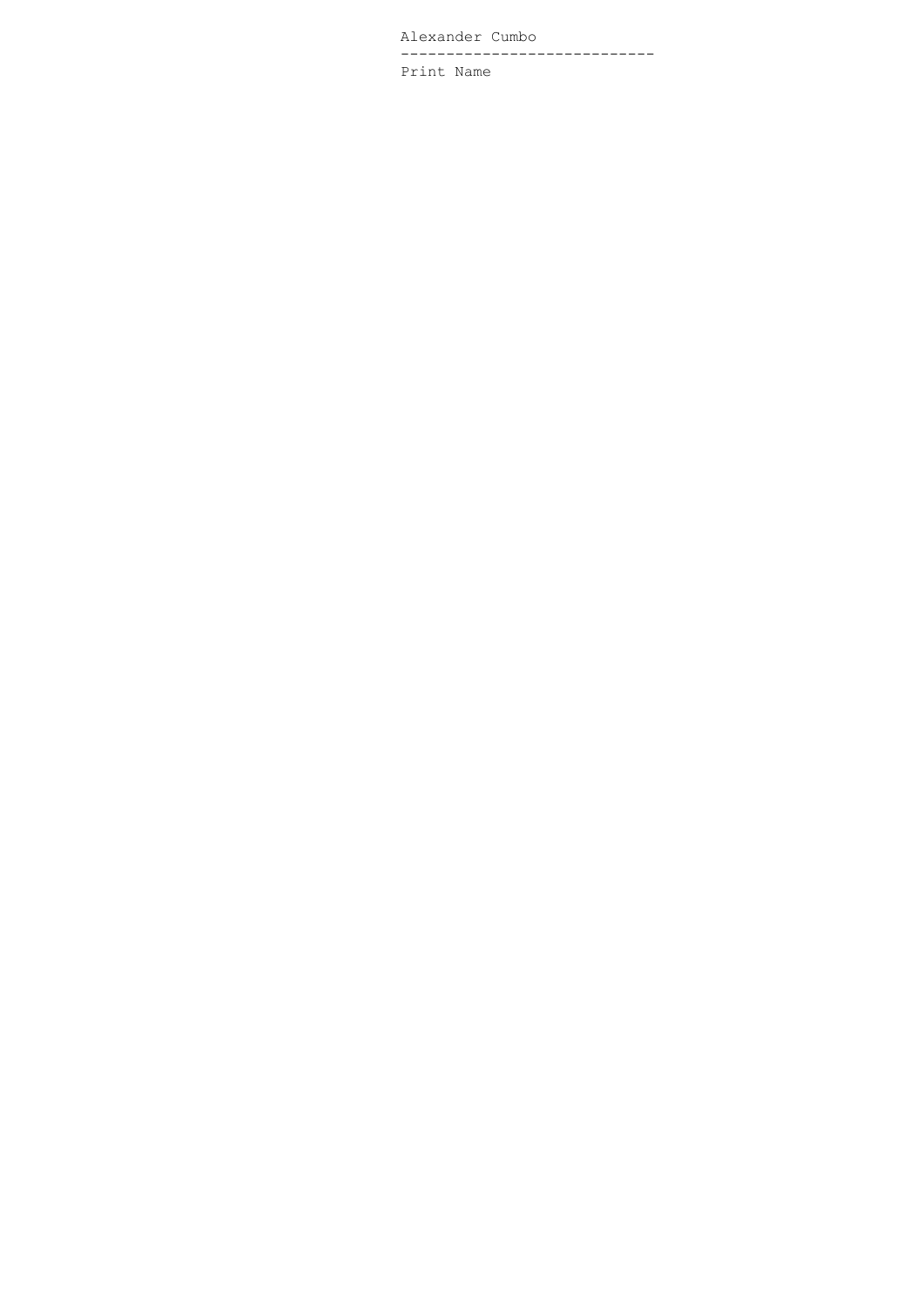Alexander Cumbo

----------------------------

Print Name